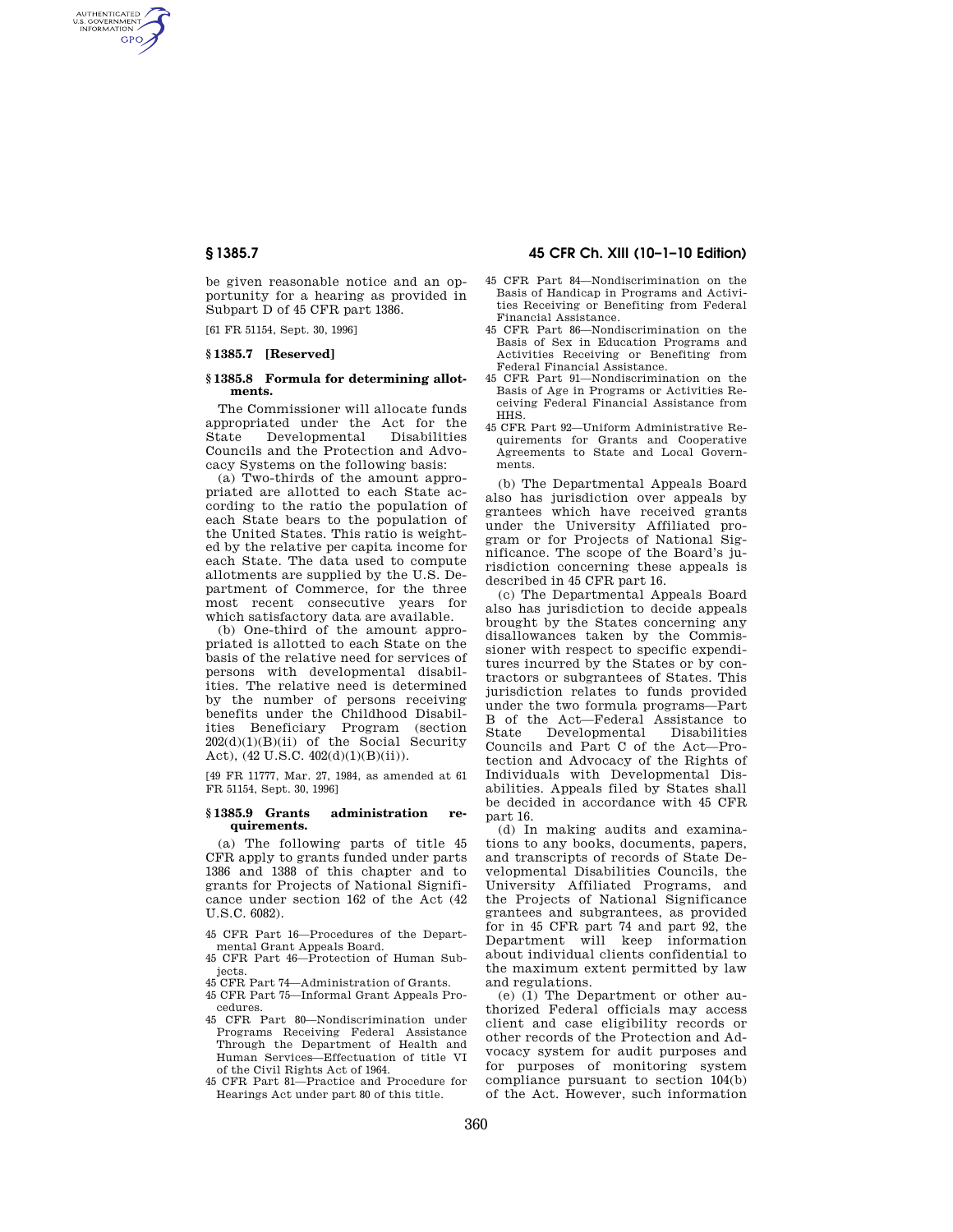be given reasonable notice and an opportunity for a hearing as provided in Subpart D of 45 CFR part 1386.

[61 FR 51154, Sept. 30, 1996]

### § 1385.7 [Reserved]

### § 1385.8 Formula for determining allotments.

The Commissioner will allocate funds appropriated under the Act for the State Developmental Disabilities Councils and the Protection and Advocacy Systems on the following basis:

(a) Two-thirds of the amount appropriated are allotted to each State according to the ratio the population of each State bears to the population of the United States. This ratio is weighted by the relative per capita income for each State. The data used to compute allotments are supplied by the U.S. Department of Commerce, for the three most recent consecutive years for which satisfactory data are available.

(b) One-third of the amount appropriated is allotted to each State on the basis of the relative need for services of persons with developmental disabilities. The relative need is determined by the number of persons receiving benefits under the Childhood Disabilities Beneficiary Program (section 202(d)(1)(B)(ii) of the Social Security Act), (42 U.S.C. 402(d)(1)(B)(ii)).

[49 FR 11777, Mar. 27, 1984, as amended at 61 FR 51154, Sept. 30, 1996]

### § 1385.9 Grants administration requirements.

(a) The following parts of title 45 CFR apply to grants funded under parts 1386 and 1388 of this chapter and to grants for Projects of National Significance under section 162 of the Act (42 U.S.C. 6082).

45 CFR Part 16—Procedures of the Departmental Grant Appeals Board.
45 CFR Part 46—Protection of Human Subjects.
45 CFR Part 74—Administration of Grants.
45 CFR Part 75—Informal Grant Appeals Procedures.
45 CFR Part 80—Nondiscrimination under Programs Receiving Federal Assistance Through the Department of Health and Human Services—Effectuation of title VI of the Civil Rights Act of 1964.
45 CFR Part 81—Practice and Procedure for Hearings Act under part 80 of this title.
45 CFR Part 84—Nondiscrimination on the Basis of Handicap in Programs and Activities Receiving or Benefiting from Federal Financial Assistance.
45 CFR Part 86—Nondiscrimination on the Basis of Sex in Education Programs and Activities Receiving or Benefiting from Federal Financial Assistance.
45 CFR Part 91—Nondiscrimination on the Basis of Age in Programs or Activities Receiving Federal Financial Assistance from HHS.
45 CFR Part 92—Uniform Administrative Requirements for Grants and Cooperative Agreements to State and Local Governments.

(b) The Departmental Appeals Board also has jurisdiction over appeals by grantees which have received grants under the University Affiliated program or for Projects of National Significance. The scope of the Board's jurisdiction concerning these appeals is described in 45 CFR part 16.

(c) The Departmental Appeals Board also has jurisdiction to decide appeals brought by the States concerning any disallowances taken by the Commissioner with respect to specific expenditures incurred by the States or by contractors or subgrantees of States. This jurisdiction relates to funds provided under the two formula programs—Part B of the Act—Federal Assistance to State Developmental Disabilities Councils and Part C of the Act—Protection and Advocacy of the Rights of Individuals with Developmental Disabilities. Appeals filed by States shall be decided in accordance with 45 CFR part 16.

(d) In making audits and examinations to any books, documents, papers, and transcripts of records of State Developmental Disabilities Councils, the University Affiliated Programs, and the Projects of National Significance grantees and subgrantees, as provided for in 45 CFR part 74 and part 92, the Department will keep information about individual clients confidential to the maximum extent permitted by law and regulations.

(e) (1) The Department or other authorized Federal officials may access client and case eligibility records or other records of the Protection and Advocacy system for audit purposes and for purposes of monitoring system compliance pursuant to section 104(b) of the Act. However, such information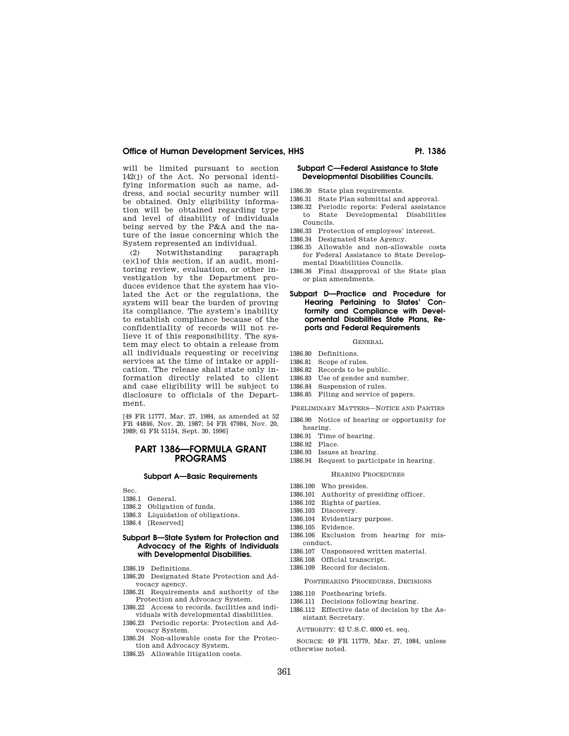will be limited pursuant to section 142(j) of the Act. No personal identifying information such as name, address, and social security number will be obtained. Only eligibility information will be obtained regarding type and level of disability of individuals being served by the P&A and the nature of the issue concerning which the System represented an individual.

(2) Notwithstanding paragraph (e)(1)of this section, if an audit, monitoring review, evaluation, or other investigation by the Department produces evidence that the system has violated the Act or the regulations, the system will bear the burden of proving its compliance. The system's inability to establish compliance because of the confidentiality of records will not relieve it of this responsibility. The system may elect to obtain a release from all individuals requesting or receiving services at the time of intake or application. The release shall state only information directly related to client and case eligibility will be subject to disclosure to officials of the Department.

[49 FR 11777, Mar. 27, 1984, as amended at 52 FR 44846, Nov. 20, 1987; 54 FR 47984, Nov. 20, 1989; 61 FR 51154, Sept. 30, 1996]

# PART 1386—FORMULA GRANT PROGRAMS

### Subpart A—Basic Requirements

Sec.
1386.1 General.
1386.2 Obligation of funds.
1386.3 Liquidation of obligations.
1386.4 [Reserved]

### Subpart B—State System for Protection and Advocacy of the Rights of Individuals with Developmental Disabilities.

1386.19 Definitions.
1386.20 Designated State Protection and Advocacy agency.
1386.21 Requirements and authority of the Protection and Advocacy System.
1386.22 Access to records, facilities and individuals with developmental disabilities.
1386.23 Periodic reports: Protection and Advocacy System.
1386.24 Non-allowable costs for the Protection and Advocacy System.
1386.25 Allowable litigation costs.

### Subpart C—Federal Assistance to State Developmental Disabilities Councils.

1386.30 State plan requirements.
1386.31 State Plan submittal and approval.
1386.32 Periodic reports: Federal assistance to State Developmental Disabilities Councils.
1386.33 Protection of employees' interest.
1386.34 Designated State Agency.
1386.35 Allowable and non-allowable costs for Federal Assistance to State Developmental Disabilities Councils.
1386.36 Final disapproval of the State plan or plan amendments.

### Subpart D—Practice and Procedure for Hearing Pertaining to States' Conformity and Compliance with Developmental Disabilities State Plans, Reports and Federal Requirements

GENERAL

1386.80 Definitions.
1386.81 Scope of rules.
1386.82 Records to be public.
1386.83 Use of gender and number.
1386.84 Suspension of rules.
1386.85 Filing and service of papers.

PRELIMINARY MATTERS—NOTICE AND PARTIES

1386.90 Notice of hearing or opportunity for hearing.
1386.91 Time of hearing.
1386.92 Place.
1386.93 Issues at hearing.
1386.94 Request to participate in hearing.

HEARING PROCEDURES

1386.100 Who presides.
1386.101 Authority of presiding officer.
1386.102 Rights of parties.
1386.103 Discovery.
1386.104 Evidentiary purpose.
1386.105 Evidence.
1386.106 Exclusion from hearing for misconduct.
1386.107 Unsponsored written material.
1386.108 Official transcript.
1386.109 Record for decision.

POSTHEARING PROCEDURES, DECISIONS

1386.110 Posthearing briefs.
1386.111 Decisions following hearing.
1386.112 Effective date of decision by the Assistant Secretary.

AUTHORITY: 42 U.S.C. 6000 et. seq.

SOURCE: 49 FR 11779, Mar. 27, 1984, unless otherwise noted.